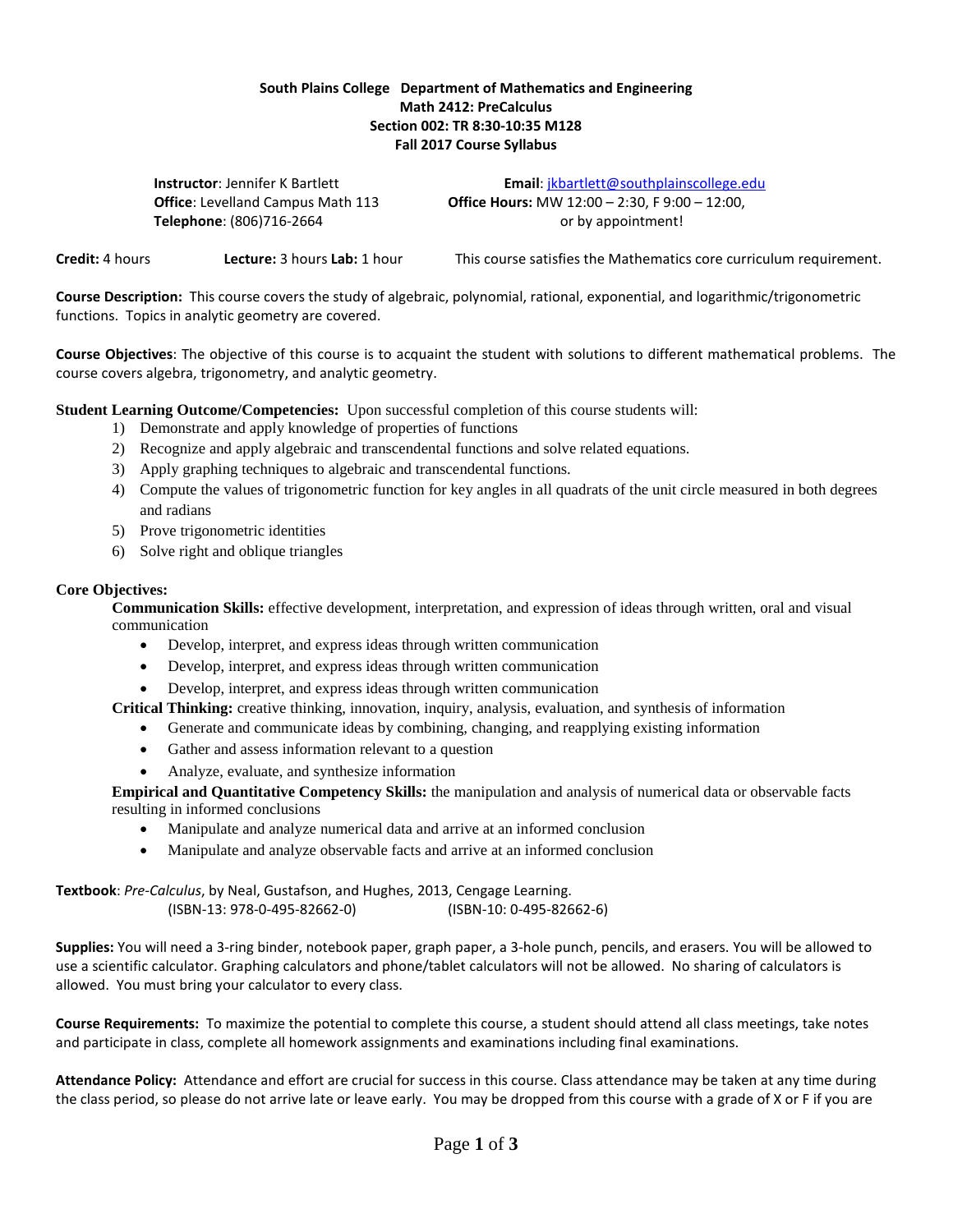**South Plains College Department of Mathematics and Engineering**
**Math 2412: PreCalculus**
**Section 002: TR 8:30-10:35 M128**
**Fall 2017 Course Syllabus**

**Instructor**: Jennifer K Bartlett
**Office**: Levelland Campus Math 113
**Telephone**: (806)716-2664

**Email**: jkbartlett@southplainscollege.edu
**Office Hours:** MW 12:00 – 2:30, F 9:00 – 12:00, or by appointment!

**Credit:** 4 hours **Lecture:** 3 hours **Lab:** 1 hour This course satisfies the Mathematics core curriculum requirement.

**Course Description:** This course covers the study of algebraic, polynomial, rational, exponential, and logarithmic/trigonometric functions. Topics in analytic geometry are covered.

**Course Objectives**: The objective of this course is to acquaint the student with solutions to different mathematical problems. The course covers algebra, trigonometry, and analytic geometry.

**Student Learning Outcome/Competencies:** Upon successful completion of this course students will:

1) Demonstrate and apply knowledge of properties of functions
2) Recognize and apply algebraic and transcendental functions and solve related equations.
3) Apply graphing techniques to algebraic and transcendental functions.
4) Compute the values of trigonometric function for key angles in all quadrats of the unit circle measured in both degrees and radians
5) Prove trigonometric identities
6) Solve right and oblique triangles

**Core Objectives:**

**Communication Skills:** effective development, interpretation, and expression of ideas through written, oral and visual communication

- Develop, interpret, and express ideas through written communication
- Develop, interpret, and express ideas through written communication
- Develop, interpret, and express ideas through written communication

**Critical Thinking:** creative thinking, innovation, inquiry, analysis, evaluation, and synthesis of information

- Generate and communicate ideas by combining, changing, and reapplying existing information
- Gather and assess information relevant to a question
- Analyze, evaluate, and synthesize information

**Empirical and Quantitative Competency Skills:** the manipulation and analysis of numerical data or observable facts resulting in informed conclusions

- Manipulate and analyze numerical data and arrive at an informed conclusion
- Manipulate and analyze observable facts and arrive at an informed conclusion

**Textbook**: *Pre-Calculus*, by Neal, Gustafson, and Hughes, 2013, Cengage Learning.
(ISBN-13: 978-0-495-82662-0) (ISBN-10: 0-495-82662-6)

**Supplies:** You will need a 3-ring binder, notebook paper, graph paper, a 3-hole punch, pencils, and erasers. You will be allowed to use a scientific calculator. Graphing calculators and phone/tablet calculators will not be allowed. No sharing of calculators is allowed. You must bring your calculator to every class.

**Course Requirements:** To maximize the potential to complete this course, a student should attend all class meetings, take notes and participate in class, complete all homework assignments and examinations including final examinations.

**Attendance Policy:** Attendance and effort are crucial for success in this course. Class attendance may be taken at any time during the class period, so please do not arrive late or leave early. You may be dropped from this course with a grade of X or F if you are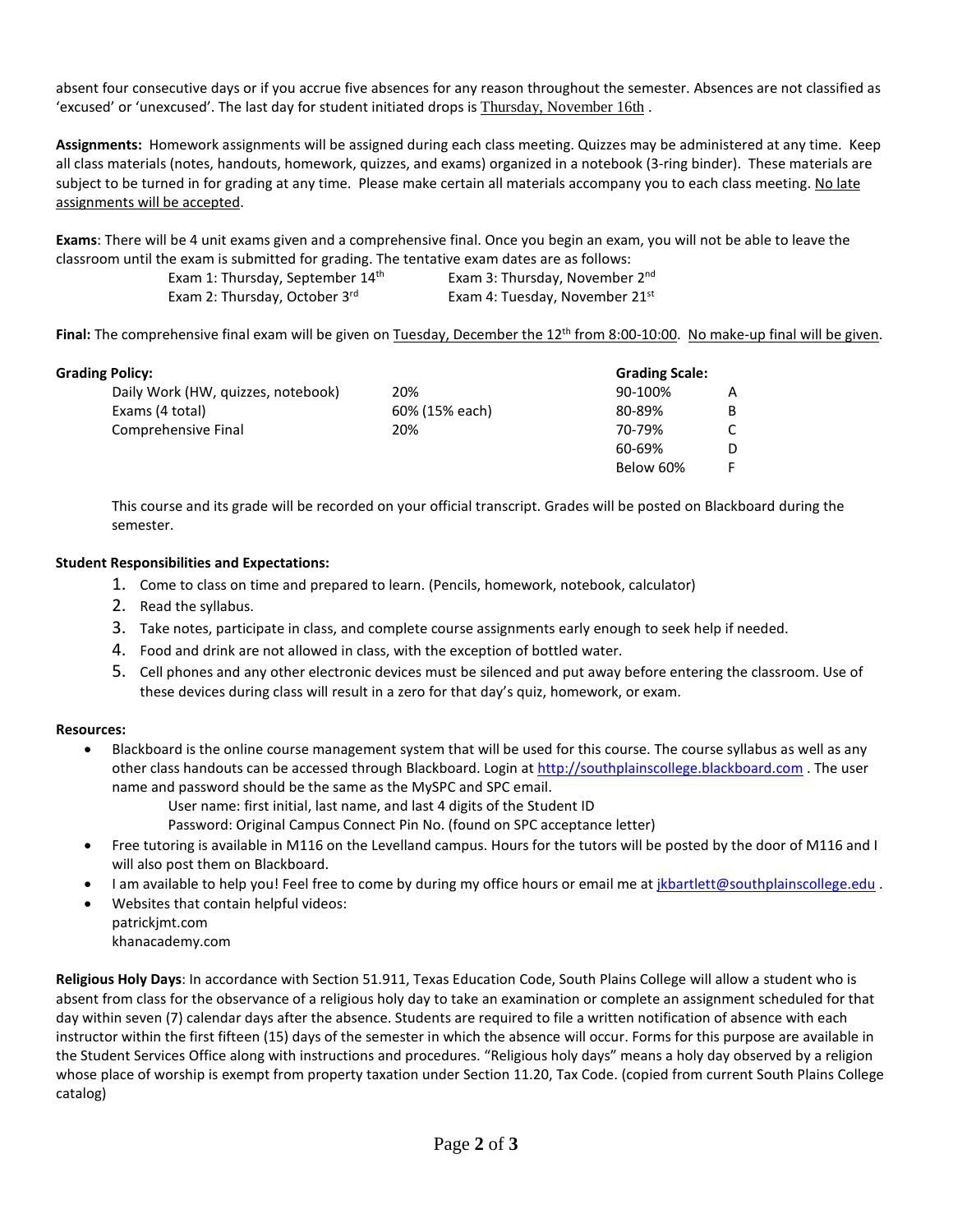absent four consecutive days or if you accrue five absences for any reason throughout the semester. Absences are not classified as 'excused' or 'unexcused'. The last day for student initiated drops is Thursday, November 16th .

**Assignments:** Homework assignments will be assigned during each class meeting. Quizzes may be administered at any time. Keep all class materials (notes, handouts, homework, quizzes, and exams) organized in a notebook (3-ring binder). These materials are subject to be turned in for grading at any time. Please make certain all materials accompany you to each class meeting. No late assignments will be accepted.

**Exams**: There will be 4 unit exams given and a comprehensive final. Once you begin an exam, you will not be able to leave the classroom until the exam is submitted for grading. The tentative exam dates are as follows:

| | |
|---|---|
| Exam 1: Thursday, September 14th | Exam 3: Thursday, November 2nd |
| Exam 2: Thursday, October 3rd | Exam 4: Tuesday, November 21st |

**Final:** The comprehensive final exam will be given on Tuesday, December the 12th from 8:00-10:00. No make-up final will be given.

**Grading Policy:**

| | |
|---|---|
| Daily Work (HW, quizzes, notebook) | 20% |
| Exams (4 total) | 60% (15% each) |
| Comprehensive Final | 20% |

**Grading Scale:**

| | |
|---|---|
| 90-100% | A |
| 80-89% | B |
| 70-79% | C |
| 60-69% | D |
| Below 60% | F |

This course and its grade will be recorded on your official transcript. Grades will be posted on Blackboard during the semester.

**Student Responsibilities and Expectations:**

1. Come to class on time and prepared to learn. (Pencils, homework, notebook, calculator)
2. Read the syllabus.
3. Take notes, participate in class, and complete course assignments early enough to seek help if needed.
4. Food and drink are not allowed in class, with the exception of bottled water.
5. Cell phones and any other electronic devices must be silenced and put away before entering the classroom. Use of these devices during class will result in a zero for that day's quiz, homework, or exam.

**Resources:**

- Blackboard is the online course management system that will be used for this course. The course syllabus as well as any other class handouts can be accessed through Blackboard. Login at http://southplainscollege.blackboard.com . The user name and password should be the same as the MySPC and SPC email.
  - User name: first initial, last name, and last 4 digits of the Student ID
  - Password: Original Campus Connect Pin No. (found on SPC acceptance letter)
- Free tutoring is available in M116 on the Levelland campus. Hours for the tutors will be posted by the door of M116 and I will also post them on Blackboard.
- I am available to help you! Feel free to come by during my office hours or email me at jkbartlett@southplainscollege.edu .
- Websites that contain helpful videos:
  patrickjmt.com
  khanacademy.com

**Religious Holy Days**: In accordance with Section 51.911, Texas Education Code, South Plains College will allow a student who is absent from class for the observance of a religious holy day to take an examination or complete an assignment scheduled for that day within seven (7) calendar days after the absence. Students are required to file a written notification of absence with each instructor within the first fifteen (15) days of the semester in which the absence will occur. Forms for this purpose are available in the Student Services Office along with instructions and procedures. "Religious holy days" means a holy day observed by a religion whose place of worship is exempt from property taxation under Section 11.20, Tax Code. (copied from current South Plains College catalog)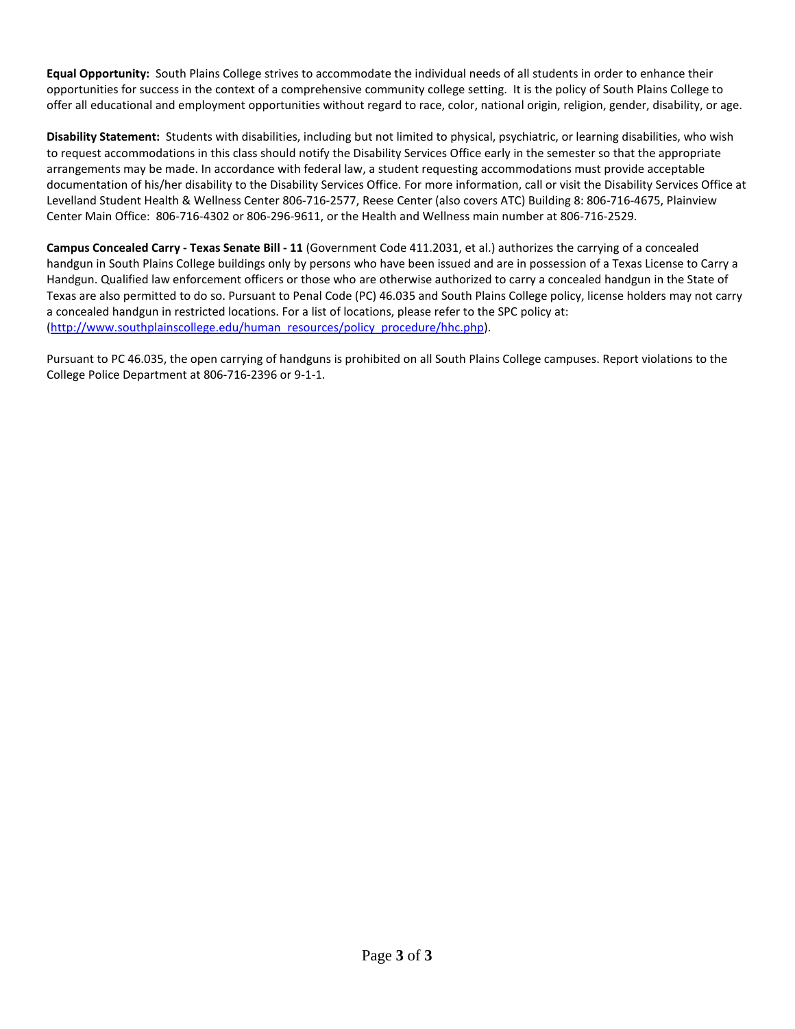**Equal Opportunity:** South Plains College strives to accommodate the individual needs of all students in order to enhance their opportunities for success in the context of a comprehensive community college setting. It is the policy of South Plains College to offer all educational and employment opportunities without regard to race, color, national origin, religion, gender, disability, or age.

**Disability Statement:** Students with disabilities, including but not limited to physical, psychiatric, or learning disabilities, who wish to request accommodations in this class should notify the Disability Services Office early in the semester so that the appropriate arrangements may be made. In accordance with federal law, a student requesting accommodations must provide acceptable documentation of his/her disability to the Disability Services Office. For more information, call or visit the Disability Services Office at Levelland Student Health & Wellness Center 806-716-2577, Reese Center (also covers ATC) Building 8: 806-716-4675, Plainview Center Main Office: 806-716-4302 or 806-296-9611, or the Health and Wellness main number at 806-716-2529.

**Campus Concealed Carry - Texas Senate Bill - 11** (Government Code 411.2031, et al.) authorizes the carrying of a concealed handgun in South Plains College buildings only by persons who have been issued and are in possession of a Texas License to Carry a Handgun. Qualified law enforcement officers or those who are otherwise authorized to carry a concealed handgun in the State of Texas are also permitted to do so. Pursuant to Penal Code (PC) 46.035 and South Plains College policy, license holders may not carry a concealed handgun in restricted locations. For a list of locations, please refer to the SPC policy at: (http://www.southplainscollege.edu/human_resources/policy_procedure/hhc.php).

Pursuant to PC 46.035, the open carrying of handguns is prohibited on all South Plains College campuses. Report violations to the College Police Department at 806-716-2396 or 9-1-1.